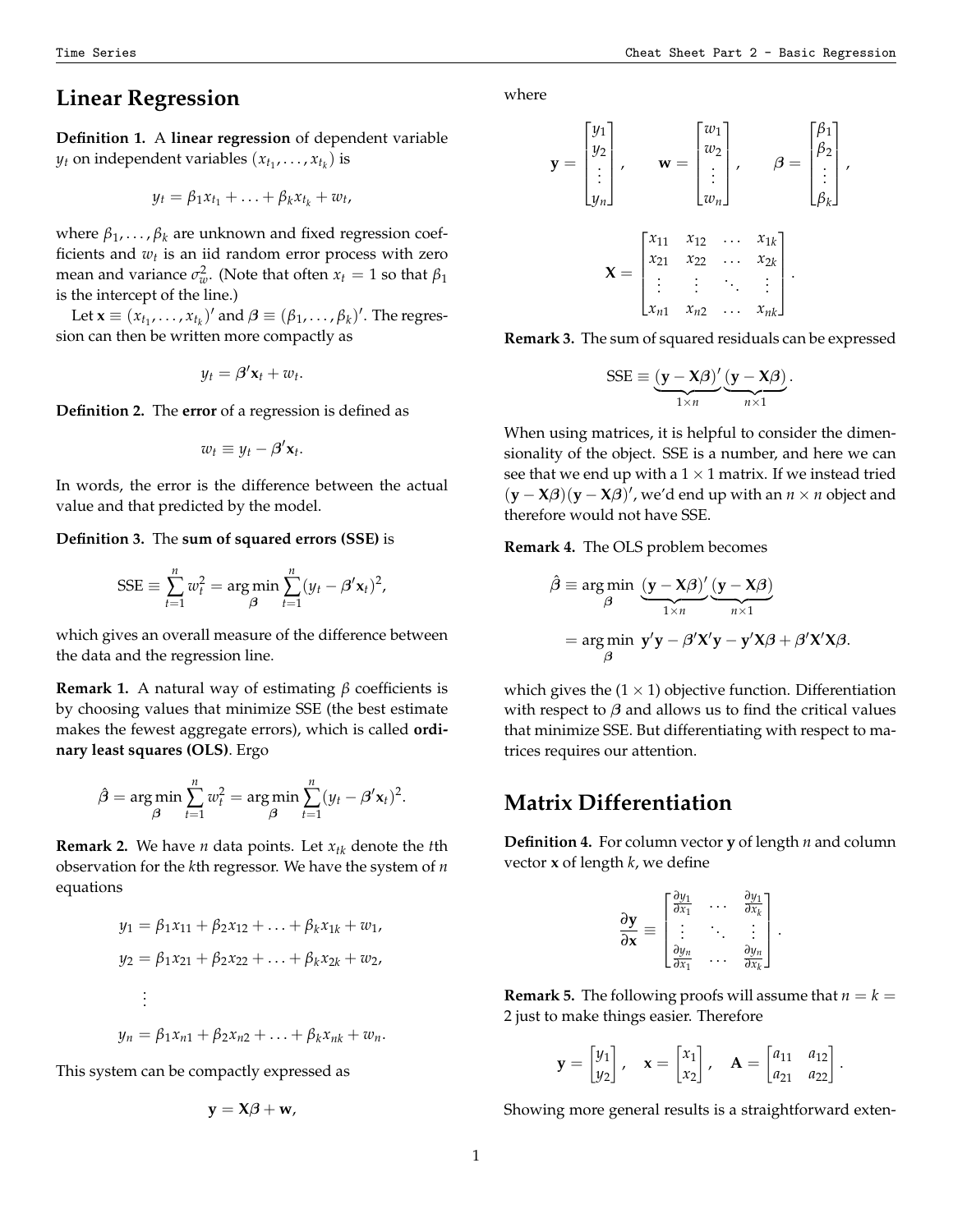# Linear Regression

**Definition 1.** A **linear regression** of dependent variable $y_t$ on independent variables $(x_{t_1}, \ldots, x_{t_k})$ is

$$y_t = \beta_1 x_{t_1} + \ldots + \beta_k x_{t_k} + w_t,$$

where $\beta_1, \ldots, \beta_k$ are unknown and fixed regression coefficients and $w_t$ is an iid random error process with zero mean and variance $\sigma_w^2$. (Note that often $x_t = 1$ so that $\beta_1$ is the intercept of the line.)

Let $\mathbf{x} \equiv (x_{t_1}, \ldots, x_{t_k})'$ and $\boldsymbol{\beta} \equiv (\beta_1, \ldots, \beta_k)'$. The regression can then be written more compactly as

$$y_t = \boldsymbol{\beta}' \mathbf{x}_t + w_t.$$

**Definition 2.** The **error** of a regression is defined as

$$w_t \equiv y_t - \boldsymbol{\beta}' \mathbf{x}_t.$$

In words, the error is the difference between the actual value and that predicted by the model.

**Definition 3.** The **sum of squared errors (SSE)** is

$$\text{SSE} \equiv \sum_{t=1}^{n} w_t^2 = \arg\min_{\boldsymbol{\beta}} \sum_{t=1}^{n} (y_t - \boldsymbol{\beta}' \mathbf{x}_t)^2,$$

which gives an overall measure of the difference between the data and the regression line.

**Remark 1.** A natural way of estimating $\beta$ coefficients is by choosing values that minimize SSE (the best estimate makes the fewest aggregate errors), which is called **ordinary least squares (OLS)**. Ergo

$$\hat{\boldsymbol{\beta}} = \arg\min_{\boldsymbol{\beta}} \sum_{t=1}^{n} w_t^2 = \arg\min_{\boldsymbol{\beta}} \sum_{t=1}^{n} (y_t - \boldsymbol{\beta}' \mathbf{x}_t)^2.$$

**Remark 2.** We have $n$ data points. Let $x_{tk}$ denote the $t$th observation for the $k$th regressor. We have the system of $n$ equations

$$y_1 = \beta_1 x_{11} + \beta_2 x_{12} + \ldots + \beta_k x_{1k} + w_1,$$

$$y_2 = \beta_1 x_{21} + \beta_2 x_{22} + \ldots + \beta_k x_{2k} + w_2,$$

$$\vdots$$

$$y_n = \beta_1 x_{n1} + \beta_2 x_{n2} + \ldots + \beta_k x_{nk} + w_n.$$

This system can be compactly expressed as

$$\mathbf{y} = \mathbf{X}\boldsymbol{\beta} + \mathbf{w},$$

where

$$\mathbf{y} = \begin{bmatrix} y_1 \\ y_2 \\ \vdots \\ y_n \end{bmatrix}, \quad \mathbf{w} = \begin{bmatrix} w_1 \\ w_2 \\ \vdots \\ w_n \end{bmatrix}, \quad \boldsymbol{\beta} = \begin{bmatrix} \beta_1 \\ \beta_2 \\ \vdots \\ \beta_k \end{bmatrix},$$

$$\mathbf{X} = \begin{bmatrix} x_{11} & x_{12} & \ldots & x_{1k} \\ x_{21} & x_{22} & \ldots & x_{2k} \\ \vdots & \vdots & \ddots & \vdots \\ x_{n1} & x_{n2} & \ldots & x_{nk} \end{bmatrix}.$$

**Remark 3.** The sum of squared residuals can be expressed

$$\text{SSE} \equiv \underbrace{(\mathbf{y} - \mathbf{X}\boldsymbol{\beta})'}_{1 \times n} \underbrace{(\mathbf{y} - \mathbf{X}\boldsymbol{\beta})}_{n \times 1}.$$

When using matrices, it is helpful to consider the dimensionality of the object. SSE is a number, and here we can see that we end up with a $1 \times 1$ matrix. If we instead tried $(\mathbf{y} - \mathbf{X}\boldsymbol{\beta})(\mathbf{y} - \mathbf{X}\boldsymbol{\beta})'$, we'd end up with an $n \times n$ object and therefore would not have SSE.

**Remark 4.** The OLS problem becomes

$$\begin{aligned} \hat{\boldsymbol{\beta}} &\equiv \arg\min_{\boldsymbol{\beta}} \underbrace{(\mathbf{y} - \mathbf{X}\boldsymbol{\beta})'}_{1 \times n} \underbrace{(\mathbf{y} - \mathbf{X}\boldsymbol{\beta})}_{n \times 1} \\ &= \arg\min_{\boldsymbol{\beta}} \mathbf{y}'\mathbf{y} - \boldsymbol{\beta}'\mathbf{X}'\mathbf{y} - \mathbf{y}'\mathbf{X}\boldsymbol{\beta} + \boldsymbol{\beta}'\mathbf{X}'\mathbf{X}\boldsymbol{\beta}. \end{aligned}$$

which gives the $(1 \times 1)$ objective function. Differentiation with respect to $\boldsymbol{\beta}$ and allows us to find the critical values that minimize SSE. But differentiating with respect to matrices requires our attention.

# Matrix Differentiation

**Definition 4.** For column vector $\mathbf{y}$ of length $n$ and column vector $\mathbf{x}$ of length $k$, we define

$$\frac{\partial \mathbf{y}}{\partial \mathbf{x}} \equiv \begin{bmatrix} \frac{\partial y_1}{\partial x_1} & \ldots & \frac{\partial y_1}{\partial x_k} \\ \vdots & \ddots & \vdots \\ \frac{\partial y_n}{\partial x_1} & \ldots & \frac{\partial y_n}{\partial x_k} \end{bmatrix}.$$

**Remark 5.** The following proofs will assume that $n = k = 2$ just to make things easier. Therefore

$$\mathbf{y} = \begin{bmatrix} y_1 \\ y_2 \end{bmatrix}, \quad \mathbf{x} = \begin{bmatrix} x_1 \\ x_2 \end{bmatrix}, \quad \mathbf{A} = \begin{bmatrix} a_{11} & a_{12} \\ a_{21} & a_{22} \end{bmatrix}.$$

Showing more general results is a straightforward exten-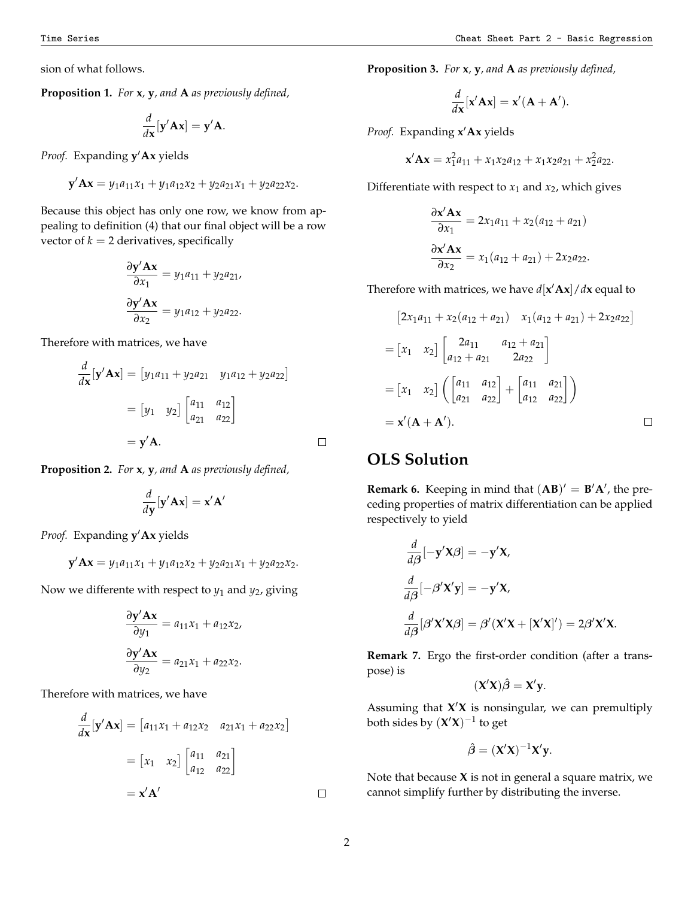sion of what follows.

**Proposition 1.** *For* $\mathbf{x}$*,* $\mathbf{y}$*, and* $\mathbf{A}$ *as previously defined,*

$$\frac{d}{d\mathbf{x}}[\mathbf{y}'\mathbf{A}\mathbf{x}] = \mathbf{y}'\mathbf{A}.$$

*Proof.* Expanding $\mathbf{y}'\mathbf{A}\mathbf{x}$ yields

$$\mathbf{y}'\mathbf{A}\mathbf{x} = y_1 a_{11} x_1 + y_1 a_{12} x_2 + y_2 a_{21} x_1 + y_2 a_{22} x_2.$$

Because this object has only one row, we know from appealing to definition (4) that our final object will be a row vector of $k = 2$ derivatives, specifically

$$\frac{\partial \mathbf{y}'\mathbf{A}\mathbf{x}}{\partial x_1} = y_1 a_{11} + y_2 a_{21},$$

$$\frac{\partial \mathbf{y}'\mathbf{A}\mathbf{x}}{\partial x_2} = y_1 a_{12} + y_2 a_{22}.$$

Therefore with matrices, we have

$$\begin{aligned}
\frac{d}{d\mathbf{x}}[\mathbf{y}'\mathbf{A}\mathbf{x}] &= \begin{bmatrix} y_1 a_{11} + y_2 a_{21} & y_1 a_{12} + y_2 a_{22} \end{bmatrix} \\
&= \begin{bmatrix} y_1 & y_2 \end{bmatrix} \begin{bmatrix} a_{11} & a_{12} \\ a_{21} & a_{22} \end{bmatrix} \\
&= \mathbf{y}'\mathbf{A}.
\end{aligned}$$

□

**Proposition 2.** *For* $\mathbf{x}$*,* $\mathbf{y}$*, and* $\mathbf{A}$ *as previously defined,*

$$\frac{d}{d\mathbf{y}}[\mathbf{y}'\mathbf{A}\mathbf{x}] = \mathbf{x}'\mathbf{A}'$$

*Proof.* Expanding $\mathbf{y}'\mathbf{A}\mathbf{x}$ yields

$$\mathbf{y}'\mathbf{A}\mathbf{x} = y_1 a_{11} x_1 + y_1 a_{12} x_2 + y_2 a_{21} x_1 + y_2 a_{22} x_2.$$

Now we differente with respect to $y_1$ and $y_2$, giving

$$\frac{\partial \mathbf{y}'\mathbf{A}\mathbf{x}}{\partial y_1} = a_{11} x_1 + a_{12} x_2,$$

$$\frac{\partial \mathbf{y}'\mathbf{A}\mathbf{x}}{\partial y_2} = a_{21} x_1 + a_{22} x_2.$$

Therefore with matrices, we have

$$\begin{aligned}
\frac{d}{d\mathbf{x}}[\mathbf{y}'\mathbf{A}\mathbf{x}] &= \begin{bmatrix} a_{11} x_1 + a_{12} x_2 & a_{21} x_1 + a_{22} x_2 \end{bmatrix} \\
&= \begin{bmatrix} x_1 & x_2 \end{bmatrix} \begin{bmatrix} a_{11} & a_{21} \\ a_{12} & a_{22} \end{bmatrix} \\
&= \mathbf{x}'\mathbf{A}'
\end{aligned}$$

□

**Proposition 3.** *For* $\mathbf{x}$*,* $\mathbf{y}$*, and* $\mathbf{A}$ *as previously defined,*

$$\frac{d}{d\mathbf{x}}[\mathbf{x}'\mathbf{A}\mathbf{x}] = \mathbf{x}'(\mathbf{A} + \mathbf{A}').$$

*Proof.* Expanding $\mathbf{x}'\mathbf{A}\mathbf{x}$ yields

$$\mathbf{x}'\mathbf{A}\mathbf{x} = x_1^2 a_{11} + x_1 x_2 a_{12} + x_1 x_2 a_{21} + x_2^2 a_{22}.$$

Differentiate with respect to $x_1$ and $x_2$, which gives

$$\frac{\partial \mathbf{x}'\mathbf{A}\mathbf{x}}{\partial x_1} = 2x_1 a_{11} + x_2(a_{12} + a_{21})$$

$$\frac{\partial \mathbf{x}'\mathbf{A}\mathbf{x}}{\partial x_2} = x_1(a_{12} + a_{21}) + 2x_2 a_{22}.$$

Therefore with matrices, we have $d[\mathbf{x}'\mathbf{A}\mathbf{x}]/d\mathbf{x}$ equal to

$$\begin{aligned}
&\begin{bmatrix} 2x_1 a_{11} + x_2(a_{12} + a_{21}) & x_1(a_{12} + a_{21}) + 2x_2 a_{22} \end{bmatrix} \\
&= \begin{bmatrix} x_1 & x_2 \end{bmatrix} \begin{bmatrix} 2a_{11} & a_{12} + a_{21} \\ a_{12} + a_{21} & 2a_{22} \end{bmatrix} \\
&= \begin{bmatrix} x_1 & x_2 \end{bmatrix} \left( \begin{bmatrix} a_{11} & a_{12} \\ a_{21} & a_{22} \end{bmatrix} + \begin{bmatrix} a_{11} & a_{21} \\ a_{12} & a_{22} \end{bmatrix} \right) \\
&= \mathbf{x}'(\mathbf{A} + \mathbf{A}').
\end{aligned}$$

□

## OLS Solution

**Remark 6.** Keeping in mind that $(\mathbf{AB})' = \mathbf{B}'\mathbf{A}'$, the preceding properties of matrix differentiation can be applied respectively to yield

$$\frac{d}{d\boldsymbol{\beta}}[-\mathbf{y}'\mathbf{X}\boldsymbol{\beta}] = -\mathbf{y}'\mathbf{X},$$

$$\frac{d}{d\boldsymbol{\beta}}[-\boldsymbol{\beta}'\mathbf{X}'\mathbf{y}] = -\mathbf{y}'\mathbf{X},$$

$$\frac{d}{d\boldsymbol{\beta}}[\boldsymbol{\beta}'\mathbf{X}'\mathbf{X}\boldsymbol{\beta}] = \boldsymbol{\beta}'(\mathbf{X}'\mathbf{X} + [\mathbf{X}'\mathbf{X}]') = 2\boldsymbol{\beta}'\mathbf{X}'\mathbf{X}.$$

**Remark 7.** Ergo the first-order condition (after a transpose) is

$$(\mathbf{X}'\mathbf{X})\hat{\boldsymbol{\beta}} = \mathbf{X}'\mathbf{y}.$$

Assuming that $\mathbf{X}'\mathbf{X}$ is nonsingular, we can premultiply both sides by $(\mathbf{X}'\mathbf{X})^{-1}$ to get

$$\hat{\boldsymbol{\beta}} = (\mathbf{X}'\mathbf{X})^{-1}\mathbf{X}'\mathbf{y}.$$

Note that because $\mathbf{X}$ is not in general a square matrix, we cannot simplify further by distributing the inverse.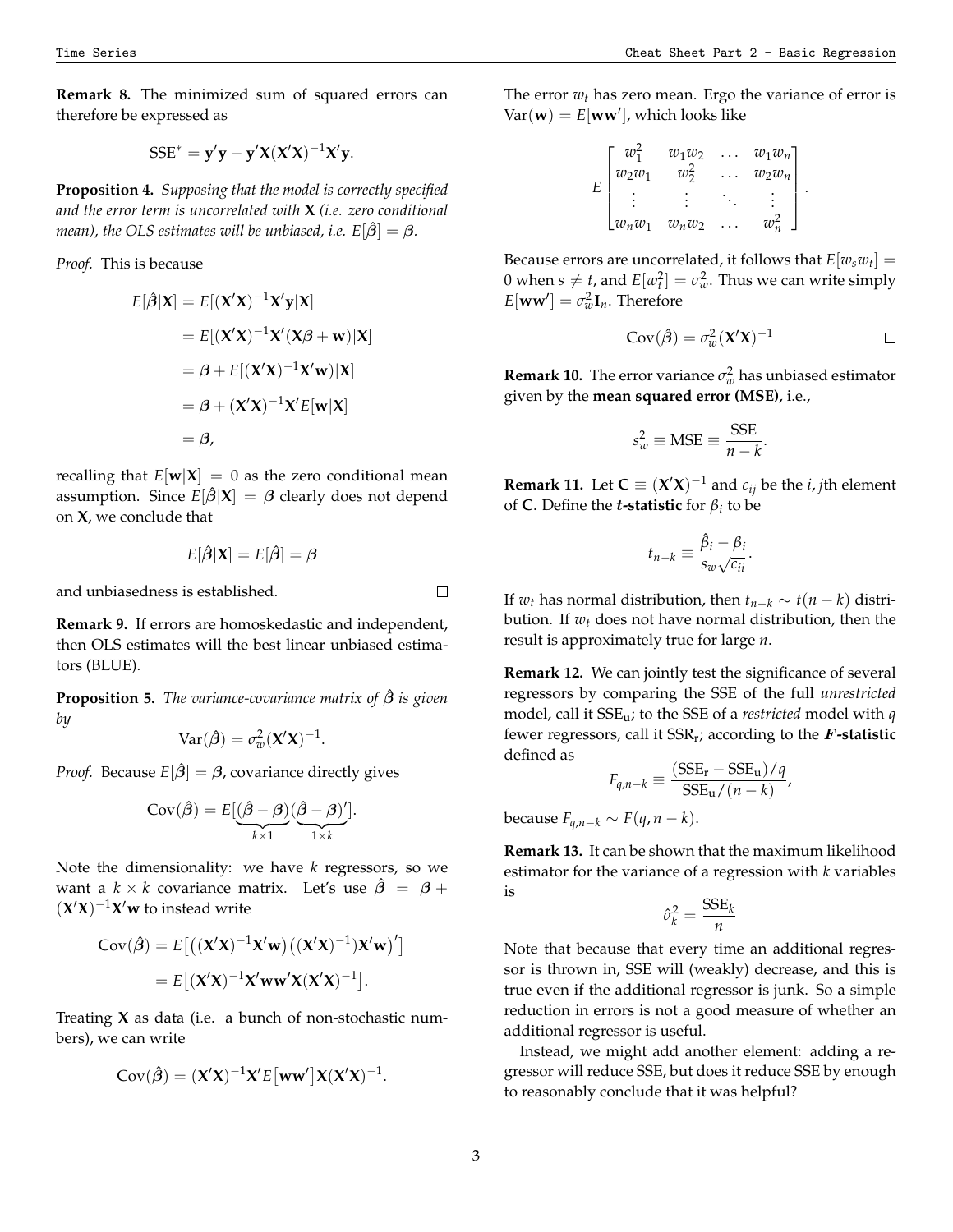**Remark 8.** The minimized sum of squared errors can therefore be expressed as

$$\text{SSE}^* = \mathbf{y}'\mathbf{y} - \mathbf{y}'\mathbf{X}(\mathbf{X}'\mathbf{X})^{-1}\mathbf{X}'\mathbf{y}.$$

**Proposition 4.** *Supposing that the model is correctly specified and the error term is uncorrelated with* $\mathbf{X}$ *(i.e. zero conditional mean), the OLS estimates will be unbiased, i.e.* $E[\hat{\boldsymbol{\beta}}] = \boldsymbol{\beta}$.

*Proof.* This is because

$$\begin{aligned}
E[\hat{\boldsymbol{\beta}}|\mathbf{X}] &= E[(\mathbf{X}'\mathbf{X})^{-1}\mathbf{X}'\mathbf{y}|\mathbf{X}] \\
&= E[(\mathbf{X}'\mathbf{X})^{-1}\mathbf{X}'(\mathbf{X}\boldsymbol{\beta} + \mathbf{w})|\mathbf{X}] \\
&= \boldsymbol{\beta} + E[(\mathbf{X}'\mathbf{X})^{-1}\mathbf{X}'\mathbf{w})|\mathbf{X}] \\
&= \boldsymbol{\beta} + (\mathbf{X}'\mathbf{X})^{-1}\mathbf{X}'E[\mathbf{w}|\mathbf{X}] \\
&= \boldsymbol{\beta},
\end{aligned}$$

recalling that $E[\mathbf{w}|\mathbf{X}] = 0$ as the zero conditional mean assumption. Since $E[\hat{\boldsymbol{\beta}}|\mathbf{X}] = \boldsymbol{\beta}$ clearly does not depend on $\mathbf{X}$, we conclude that

$$E[\hat{\boldsymbol{\beta}}|\mathbf{X}] = E[\hat{\boldsymbol{\beta}}] = \boldsymbol{\beta}$$

and unbiasedness is established. □

**Remark 9.** If errors are homoskedastic and independent, then OLS estimates will the best linear unbiased estimators (BLUE).

**Proposition 5.** *The variance-covariance matrix of* $\hat{\boldsymbol{\beta}}$ *is given by*

$$\text{Var}(\hat{\boldsymbol{\beta}}) = \sigma_w^2(\mathbf{X}'\mathbf{X})^{-1}.$$

*Proof.* Because $E[\hat{\boldsymbol{\beta}}] = \boldsymbol{\beta}$, covariance directly gives

$$\text{Cov}(\hat{\boldsymbol{\beta}}) = E[\underbrace{(\hat{\boldsymbol{\beta}} - \boldsymbol{\beta})}_{k\times 1}\underbrace{(\hat{\boldsymbol{\beta}} - \boldsymbol{\beta})'}_{1\times k}].$$

Note the dimensionality: we have $k$ regressors, so we want a $k \times k$ covariance matrix. Let's use $\hat{\boldsymbol{\beta}} = \boldsymbol{\beta} + (\mathbf{X}'\mathbf{X})^{-1}\mathbf{X}'\mathbf{w}$ to instead write

$$\begin{aligned}
\text{Cov}(\hat{\boldsymbol{\beta}}) &= E\big[\big((\mathbf{X}'\mathbf{X})^{-1}\mathbf{X}'\mathbf{w}\big)\big((\mathbf{X}'\mathbf{X})^{-1})\mathbf{X}'\mathbf{w}\big)'\big] \\
&= E\big[(\mathbf{X}'\mathbf{X})^{-1}\mathbf{X}'\mathbf{w}\mathbf{w}'\mathbf{X}(\mathbf{X}'\mathbf{X})^{-1}\big].
\end{aligned}$$

Treating $\mathbf{X}$ as data (i.e. a bunch of non-stochastic numbers), we can write

$$\text{Cov}(\hat{\boldsymbol{\beta}}) = (\mathbf{X}'\mathbf{X})^{-1}\mathbf{X}'E\big[\mathbf{w}\mathbf{w}'\big]\mathbf{X}(\mathbf{X}'\mathbf{X})^{-1}.$$

The error $w_t$ has zero mean. Ergo the variance of error is $\text{Var}(\mathbf{w}) = E[\mathbf{w}\mathbf{w}']$, which looks like

$$E\begin{bmatrix}
w_1^2 & w_1w_2 & \dots & w_1w_n \\
w_2w_1 & w_2^2 & \dots & w_2w_n \\
\vdots & \vdots & \ddots & \vdots \\
w_nw_1 & w_nw_2 & \dots & w_n^2
\end{bmatrix}.$$

Because errors are uncorrelated, it follows that $E[w_sw_t] = 0$ when $s \neq t$, and $E[w_t^2] = \sigma_w^2$. Thus we can write simply $E[\mathbf{w}\mathbf{w}'] = \sigma_w^2\mathbf{I}_n$. Therefore

$$\text{Cov}(\hat{\boldsymbol{\beta}}) = \sigma_w^2(\mathbf{X}'\mathbf{X})^{-1}$$

□

**Remark 10.** The error variance $\sigma_w^2$ has unbiased estimator given by the **mean squared error (MSE)**, i.e.,

$$s_w^2 \equiv \text{MSE} \equiv \frac{\text{SSE}}{n-k}.$$

**Remark 11.** Let $\mathbf{C} \equiv (\mathbf{X}'\mathbf{X})^{-1}$ and $c_{ij}$ be the $i,j$th element of $\mathbf{C}$. Define the ***t*-statistic** for $\beta_i$ to be

$$t_{n-k} \equiv \frac{\hat{\beta}_i - \beta_i}{s_w\sqrt{c_{ii}}}.$$

If $w_t$ has normal distribution, then $t_{n-k} \sim t(n-k)$ distribution. If $w_t$ does not have normal distribution, then the result is approximately true for large $n$.

**Remark 12.** We can jointly test the significance of several regressors by comparing the SSE of the full *unrestricted* model, call it $\text{SSE}_\text{u}$; to the SSE of a *restricted* model with $q$ fewer regressors, call it $\text{SSR}_\text{r}$; according to the ***F*-statistic** defined as

$$F_{q,n-k} \equiv \frac{(\text{SSE}_\text{r} - \text{SSE}_\text{u})/q}{\text{SSE}_\text{u}/(n-k)},$$

because $F_{q,n-k} \sim F(q, n-k)$.

**Remark 13.** It can be shown that the maximum likelihood estimator for the variance of a regression with $k$ variables is

$$\hat{\sigma}_k^2 = \frac{\text{SSE}_k}{n}$$

Note that because that every time an additional regressor is thrown in, SSE will (weakly) decrease, and this is true even if the additional regressor is junk. So a simple reduction in errors is not a good measure of whether an additional regressor is useful.

Instead, we might add another element: adding a regressor will reduce SSE, but does it reduce SSE by enough to reasonably conclude that it was helpful?